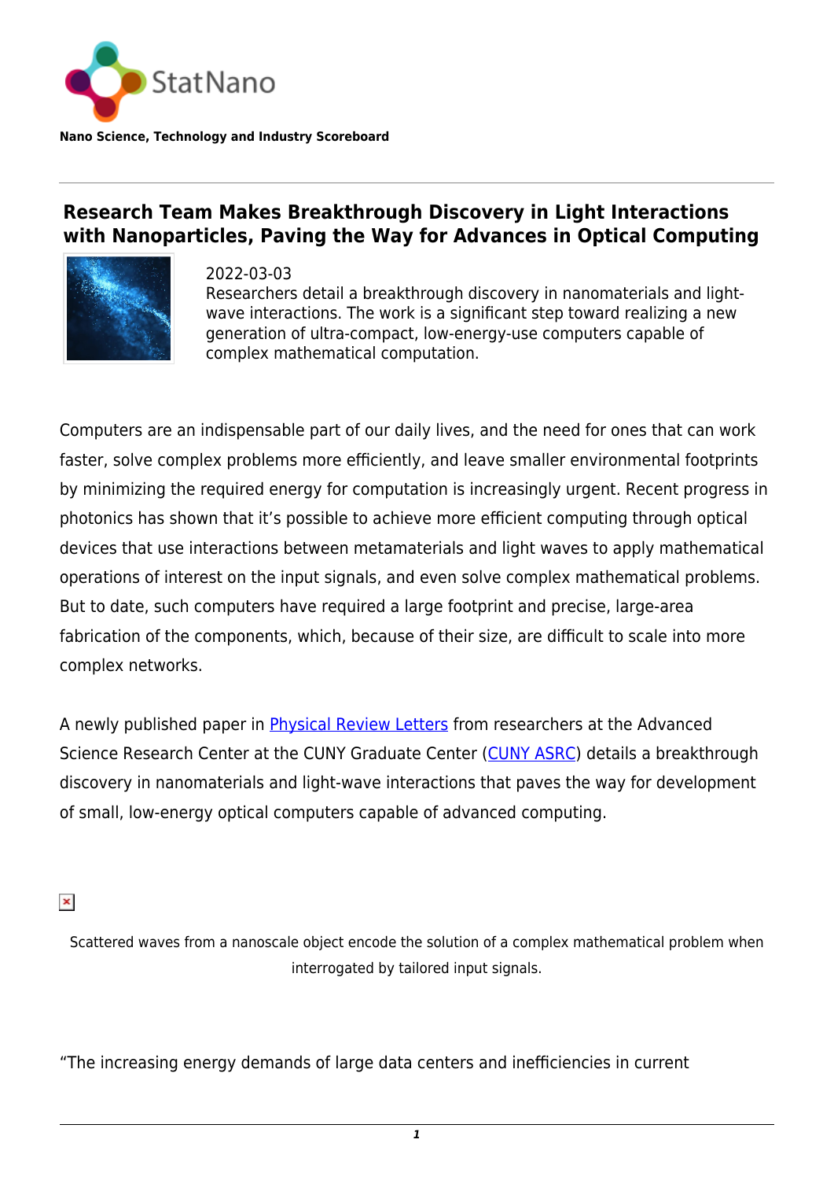StatNano

**Nano Science, Technology and Industry Scoreboard**

# Research Team Makes Breakthrough Discovery in Light Interactions with Nanoparticles, Paving the Way for Advances in Optical Computing

2022-03-03

Researchers detail a breakthrough discovery in nanomaterials and light-wave interactions. The work is a significant step toward realizing a new generation of ultra-compact, low-energy-use computers capable of complex mathematical computation.

Computers are an indispensable part of our daily lives, and the need for ones that can work faster, solve complex problems more efficiently, and leave smaller environmental footprints by minimizing the required energy for computation is increasingly urgent. Recent progress in photonics has shown that it's possible to achieve more efficient computing through optical devices that use interactions between metamaterials and light waves to apply mathematical operations of interest on the input signals, and even solve complex mathematical problems. But to date, such computers have required a large footprint and precise, large-area fabrication of the components, which, because of their size, are difficult to scale into more complex networks.

A newly published paper in Physical Review Letters from researchers at the Advanced Science Research Center at the CUNY Graduate Center (CUNY ASRC) details a breakthrough discovery in nanomaterials and light-wave interactions that paves the way for development of small, low-energy optical computers capable of advanced computing.

Scattered waves from a nanoscale object encode the solution of a complex mathematical problem when interrogated by tailored input signals.

"The increasing energy demands of large data centers and inefficiencies in current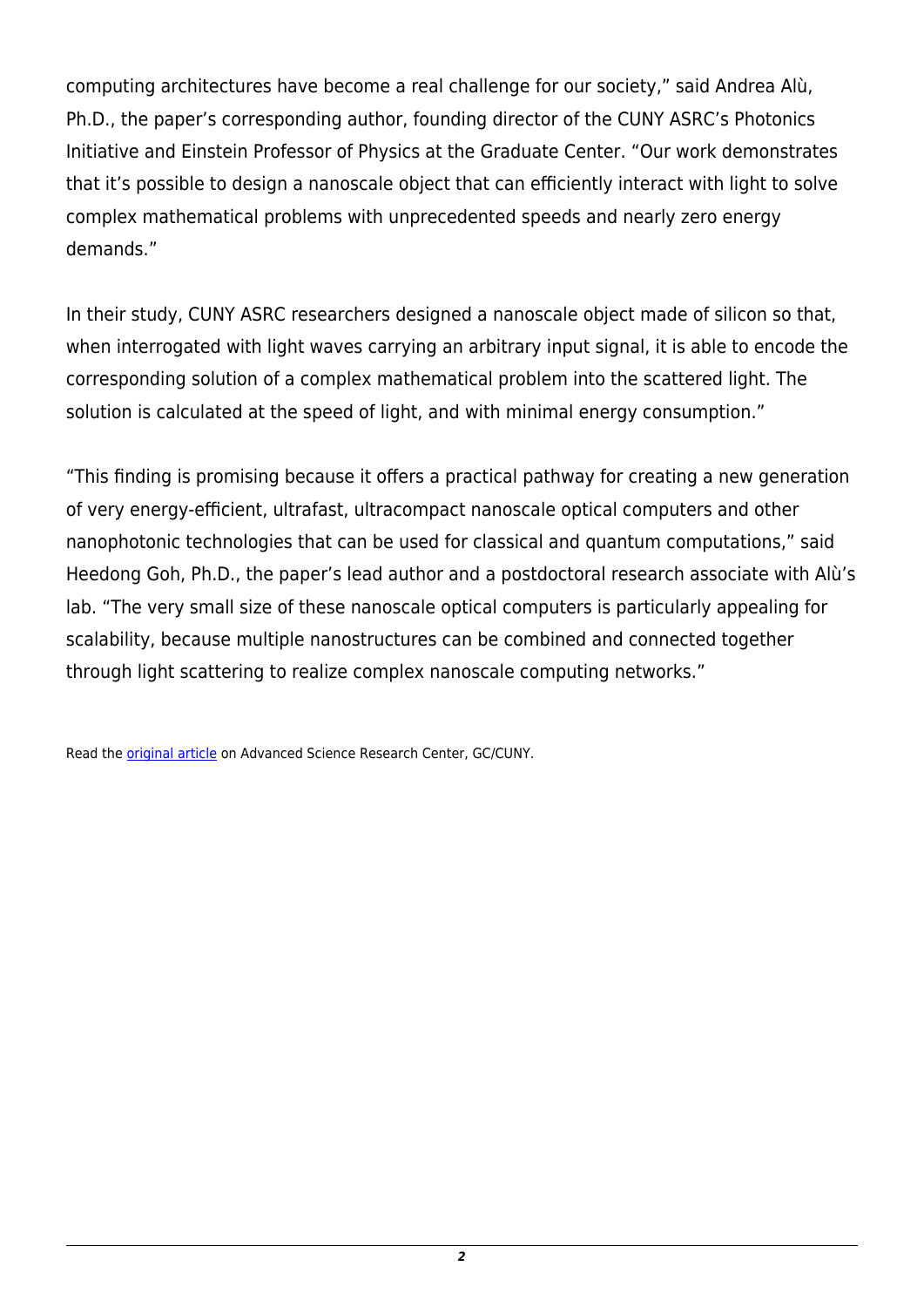computing architectures have become a real challenge for our society," said Andrea Alù, Ph.D., the paper's corresponding author, founding director of the CUNY ASRC's Photonics Initiative and Einstein Professor of Physics at the Graduate Center. "Our work demonstrates that it's possible to design a nanoscale object that can efficiently interact with light to solve complex mathematical problems with unprecedented speeds and nearly zero energy demands."

In their study, CUNY ASRC researchers designed a nanoscale object made of silicon so that, when interrogated with light waves carrying an arbitrary input signal, it is able to encode the corresponding solution of a complex mathematical problem into the scattered light. The solution is calculated at the speed of light, and with minimal energy consumption."

"This finding is promising because it offers a practical pathway for creating a new generation of very energy-efficient, ultrafast, ultracompact nanoscale optical computers and other nanophotonic technologies that can be used for classical and quantum computations," said Heedong Goh, Ph.D., the paper's lead author and a postdoctoral research associate with Alù's lab. "The very small size of these nanoscale optical computers is particularly appealing for scalability, because multiple nanostructures can be combined and connected together through light scattering to realize complex nanoscale computing networks."

Read the [original article]() on Advanced Science Research Center, GC/CUNY.